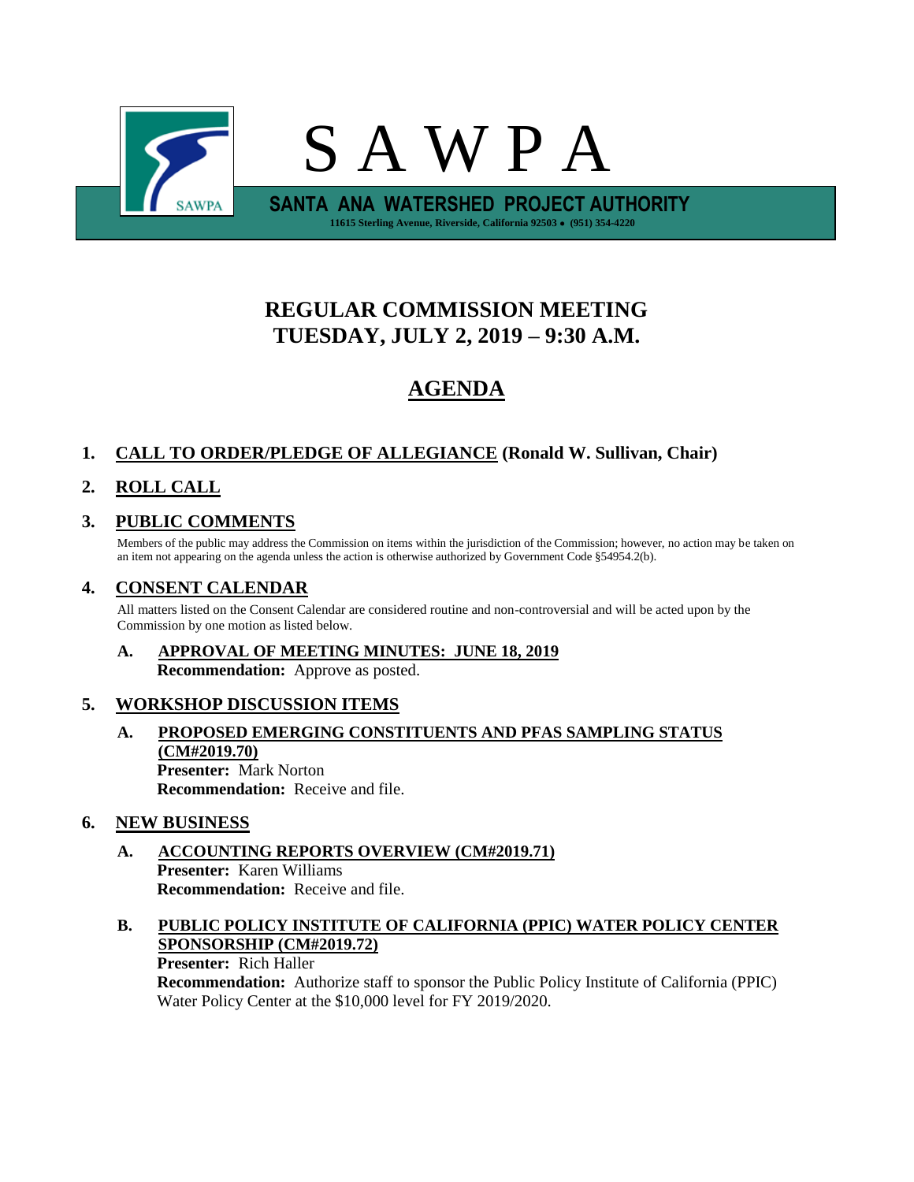# S A W P A

**SANTA ANA WATERSHED PROJECT AUTHORITY**

**11615 Sterling Avenue, Riverside, California 92503 • (951) 354-4220**

## REGULAR COMMISSION MEETING
## TUESDAY, JULY 2, 2019 – 9:30 A.M.

## AGENDA

**1. CALL TO ORDER/PLEDGE OF ALLEGIANCE (Ronald W. Sullivan, Chair)**

**2. ROLL CALL**

**3. PUBLIC COMMENTS**

Members of the public may address the Commission on items within the jurisdiction of the Commission; however, no action may be taken on an item not appearing on the agenda unless the action is otherwise authorized by Government Code §54954.2(b).

**4. CONSENT CALENDAR**

All matters listed on the Consent Calendar are considered routine and non-controversial and will be acted upon by the Commission by one motion as listed below.

**A. APPROVAL OF MEETING MINUTES: JUNE 18, 2019**
**Recommendation:** Approve as posted.

**5. WORKSHOP DISCUSSION ITEMS**

**A. PROPOSED EMERGING CONSTITUENTS AND PFAS SAMPLING STATUS (CM#2019.70)**
**Presenter:** Mark Norton
**Recommendation:** Receive and file.

**6. NEW BUSINESS**

**A. ACCOUNTING REPORTS OVERVIEW (CM#2019.71)**
**Presenter:** Karen Williams
**Recommendation:** Receive and file.

**B. PUBLIC POLICY INSTITUTE OF CALIFORNIA (PPIC) WATER POLICY CENTER SPONSORSHIP (CM#2019.72)**
**Presenter:** Rich Haller
**Recommendation:** Authorize staff to sponsor the Public Policy Institute of California (PPIC) Water Policy Center at the $10,000 level for FY 2019/2020.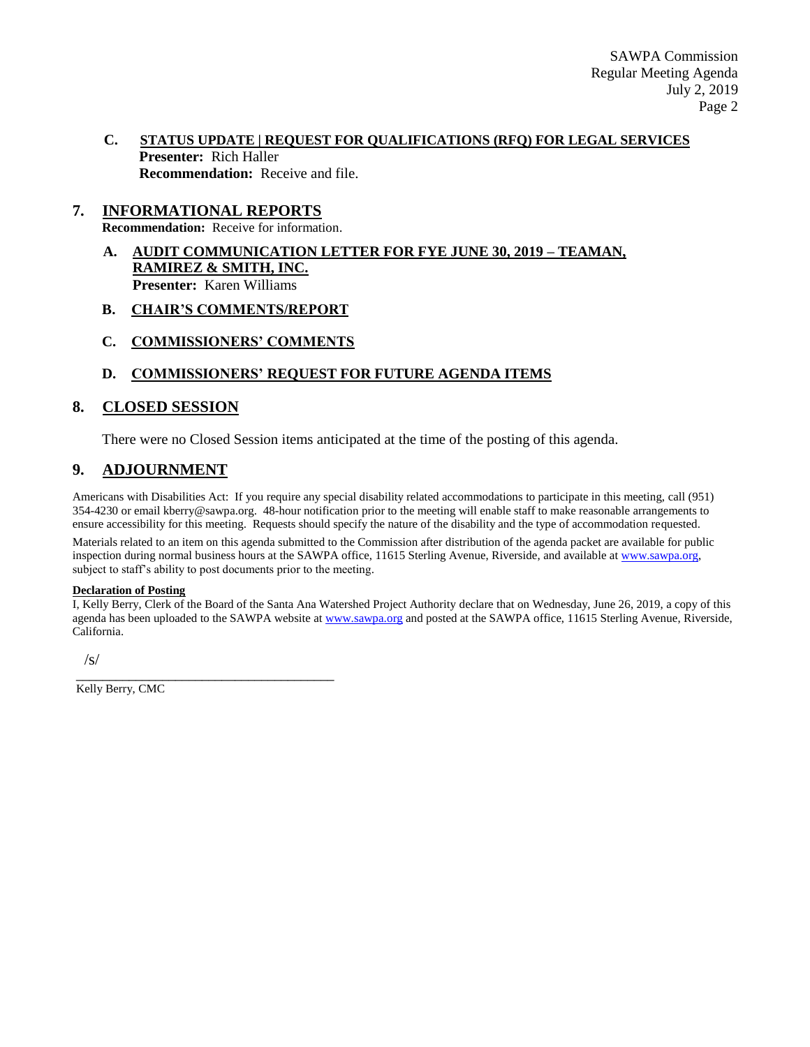C. **STATUS UPDATE | REQUEST FOR QUALIFICATIONS (RFQ) FOR LEGAL SERVICES**
**Presenter:** Rich Haller
**Recommendation:** Receive and file.

## 7. INFORMATIONAL REPORTS

**Recommendation:** Receive for information.

A. **AUDIT COMMUNICATION LETTER FOR FYE JUNE 30, 2019 – TEAMAN, RAMIREZ & SMITH, INC.**
**Presenter:** Karen Williams

B. **CHAIR'S COMMENTS/REPORT**

C. **COMMISSIONERS' COMMENTS**

D. **COMMISSIONERS' REQUEST FOR FUTURE AGENDA ITEMS**

## 8. CLOSED SESSION

There were no Closed Session items anticipated at the time of the posting of this agenda.

## 9. ADJOURNMENT

Americans with Disabilities Act: If you require any special disability related accommodations to participate in this meeting, call (951) 354-4230 or email kberry@sawpa.org. 48-hour notification prior to the meeting will enable staff to make reasonable arrangements to ensure accessibility for this meeting. Requests should specify the nature of the disability and the type of accommodation requested.

Materials related to an item on this agenda submitted to the Commission after distribution of the agenda packet are available for public inspection during normal business hours at the SAWPA office, 11615 Sterling Avenue, Riverside, and available at www.sawpa.org, subject to staff's ability to post documents prior to the meeting.

**Declaration of Posting**

I, Kelly Berry, Clerk of the Board of the Santa Ana Watershed Project Authority declare that on Wednesday, June 26, 2019, a copy of this agenda has been uploaded to the SAWPA website at www.sawpa.org and posted at the SAWPA office, 11615 Sterling Avenue, Riverside, California.

/s/

\_\_\_\_\_\_\_\_\_\_\_\_\_\_\_\_\_\_\_\_\_\_\_\_\_\_\_\_\_\_\_\_\_\_\_\_\_\_\_\_

Kelly Berry, CMC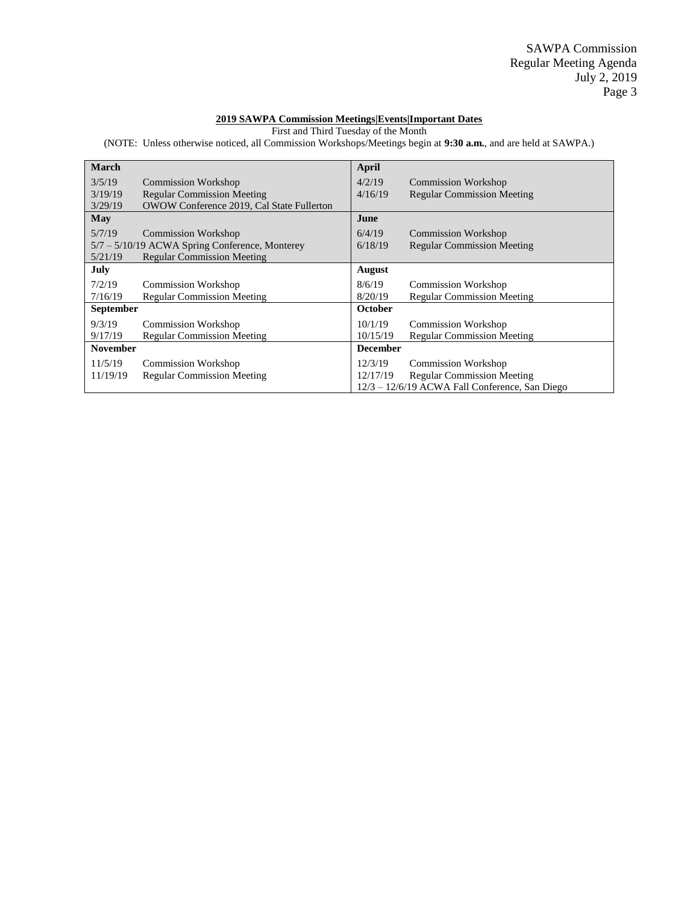**2019 SAWPA Commission Meetings|Events|Important Dates**

First and Third Tuesday of the Month

(NOTE: Unless otherwise noticed, all Commission Workshops/Meetings begin at **9:30 a.m.**, and are held at SAWPA.)

| | |
|---|---|
| **March** | **April** |
| 3/5/19 Commission Workshop<br>3/19/19 Regular Commission Meeting<br>3/29/19 OWOW Conference 2019, Cal State Fullerton | 4/2/19 Commission Workshop<br>4/16/19 Regular Commission Meeting |
| **May** | **June** |
| 5/7/19 Commission Workshop<br>5/7 – 5/10/19 ACWA Spring Conference, Monterey<br>5/21/19 Regular Commission Meeting | 6/4/19 Commission Workshop<br>6/18/19 Regular Commission Meeting |
| **July** | **August** |
| 7/2/19 Commission Workshop<br>7/16/19 Regular Commission Meeting | 8/6/19 Commission Workshop<br>8/20/19 Regular Commission Meeting |
| **September** | **October** |
| 9/3/19 Commission Workshop<br>9/17/19 Regular Commission Meeting | 10/1/19 Commission Workshop<br>10/15/19 Regular Commission Meeting |
| **November** | **December** |
| 11/5/19 Commission Workshop<br>11/19/19 Regular Commission Meeting | 12/3/19 Commission Workshop<br>12/17/19 Regular Commission Meeting<br>12/3 – 12/6/19 ACWA Fall Conference, San Diego |